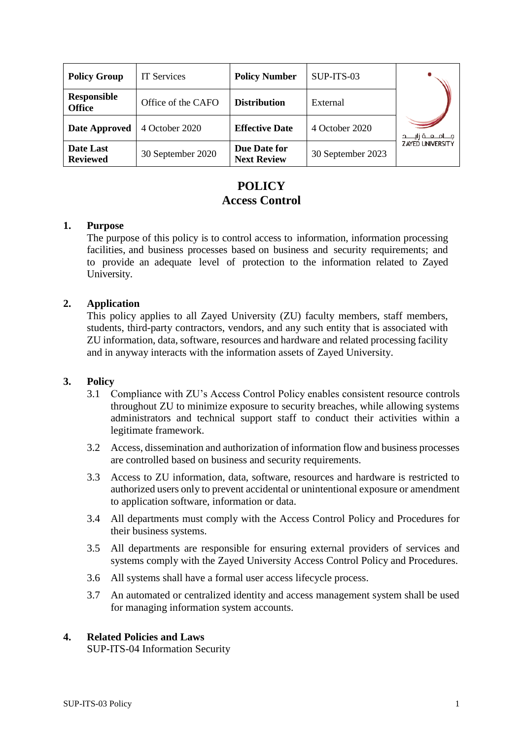| Policy Group | IT Services | Policy Number | SUP-ITS-03 | جـامـعـة زايـد ZAYED UNIVERSITY |
|---|---|---|---|---|
| Responsible Office | Office of the CAFO | Distribution | External | |
| Date Approved | 4 October 2020 | Effective Date | 4 October 2020 | |
| Date Last Reviewed | 30 September 2020 | Due Date for Next Review | 30 September 2023 | |

# POLICY
# Access Control

## 1. Purpose

The purpose of this policy is to control access to information, information processing facilities, and business processes based on business and security requirements; and to provide an adequate level of protection to the information related to Zayed University.

## 2. Application

This policy applies to all Zayed University (ZU) faculty members, staff members, students, third-party contractors, vendors, and any such entity that is associated with ZU information, data, software, resources and hardware and related processing facility and in anyway interacts with the information assets of Zayed University.

## 3. Policy

3.1 Compliance with ZU's Access Control Policy enables consistent resource controls throughout ZU to minimize exposure to security breaches, while allowing systems administrators and technical support staff to conduct their activities within a legitimate framework.

3.2 Access, dissemination and authorization of information flow and business processes are controlled based on business and security requirements.

3.3 Access to ZU information, data, software, resources and hardware is restricted to authorized users only to prevent accidental or unintentional exposure or amendment to application software, information or data.

3.4 All departments must comply with the Access Control Policy and Procedures for their business systems.

3.5 All departments are responsible for ensuring external providers of services and systems comply with the Zayed University Access Control Policy and Procedures.

3.6 All systems shall have a formal user access lifecycle process.

3.7 An automated or centralized identity and access management system shall be used for managing information system accounts.

## 4. Related Policies and Laws

SUP-ITS-04 Information Security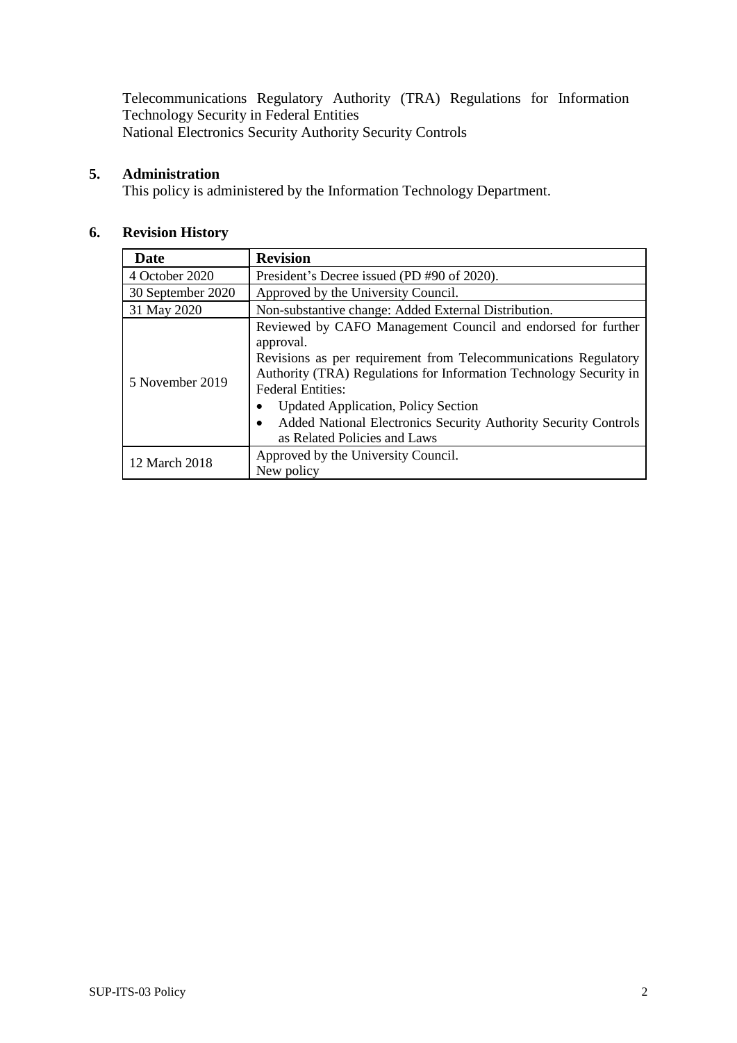Telecommunications Regulatory Authority (TRA) Regulations for Information Technology Security in Federal Entities
National Electronics Security Authority Security Controls

## 5. Administration

This policy is administered by the Information Technology Department.

## 6. Revision History

| Date | Revision |
|---|---|
| 4 October 2020 | President's Decree issued (PD #90 of 2020). |
| 30 September 2020 | Approved by the University Council. |
| 31 May 2020 | Non-substantive change: Added External Distribution. |
| 5 November 2019 | Reviewed by CAFO Management Council and endorsed for further approval.<br>Revisions as per requirement from Telecommunications Regulatory Authority (TRA) Regulations for Information Technology Security in Federal Entities:<br>• Updated Application, Policy Section<br>• Added National Electronics Security Authority Security Controls as Related Policies and Laws |
| 12 March 2018 | Approved by the University Council.<br>New policy |